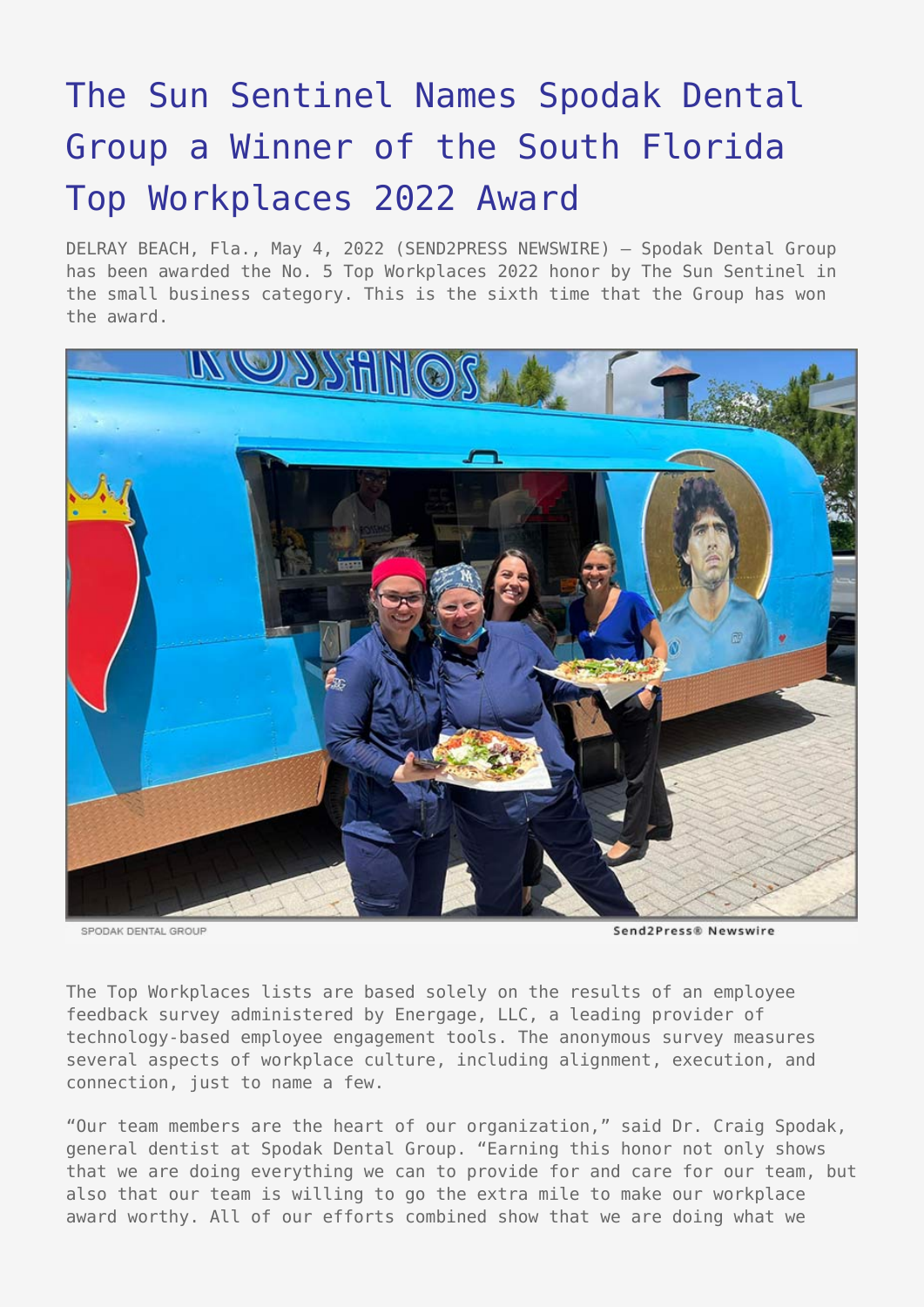# The Sun Sentinel Names Spodak Dental Group a Winner of the South Florida Top Workplaces 2022 Award

DELRAY BEACH, Fla., May 4, 2022 (SEND2PRESS NEWSWIRE) — Spodak Dental Group has been awarded the No. 5 Top Workplaces 2022 honor by The Sun Sentinel in the small business category. This is the sixth time that the Group has won the award.

SPODAK DENTAL GROUP

Send2Press® Newswire

The Top Workplaces lists are based solely on the results of an employee feedback survey administered by Energage, LLC, a leading provider of technology-based employee engagement tools. The anonymous survey measures several aspects of workplace culture, including alignment, execution, and connection, just to name a few.

"Our team members are the heart of our organization," said Dr. Craig Spodak, general dentist at Spodak Dental Group. "Earning this honor not only shows that we are doing everything we can to provide for and care for our team, but also that our team is willing to go the extra mile to make our workplace award worthy. All of our efforts combined show that we are doing what we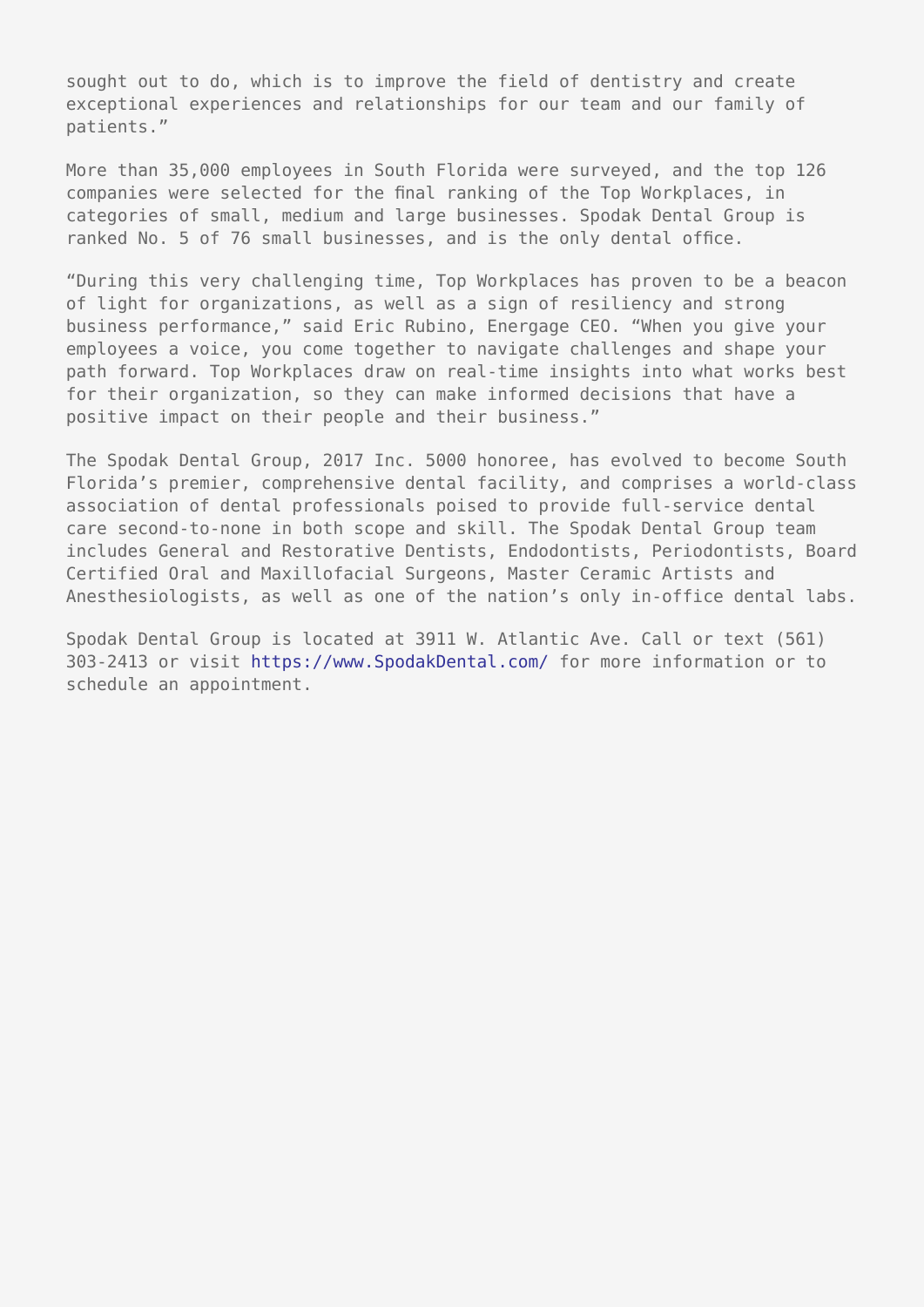sought out to do, which is to improve the field of dentistry and create exceptional experiences and relationships for our team and our family of patients."

More than 35,000 employees in South Florida were surveyed, and the top 126 companies were selected for the final ranking of the Top Workplaces, in categories of small, medium and large businesses. Spodak Dental Group is ranked No. 5 of 76 small businesses, and is the only dental office.

"During this very challenging time, Top Workplaces has proven to be a beacon of light for organizations, as well as a sign of resiliency and strong business performance," said Eric Rubino, Energage CEO. "When you give your employees a voice, you come together to navigate challenges and shape your path forward. Top Workplaces draw on real-time insights into what works best for their organization, so they can make informed decisions that have a positive impact on their people and their business."

The Spodak Dental Group, 2017 Inc. 5000 honoree, has evolved to become South Florida's premier, comprehensive dental facility, and comprises a world-class association of dental professionals poised to provide full-service dental care second-to-none in both scope and skill. The Spodak Dental Group team includes General and Restorative Dentists, Endodontists, Periodontists, Board Certified Oral and Maxillofacial Surgeons, Master Ceramic Artists and Anesthesiologists, as well as one of the nation's only in-office dental labs.

Spodak Dental Group is located at 3911 W. Atlantic Ave. Call or text (561) 303-2413 or visit https://www.SpodakDental.com/ for more information or to schedule an appointment.